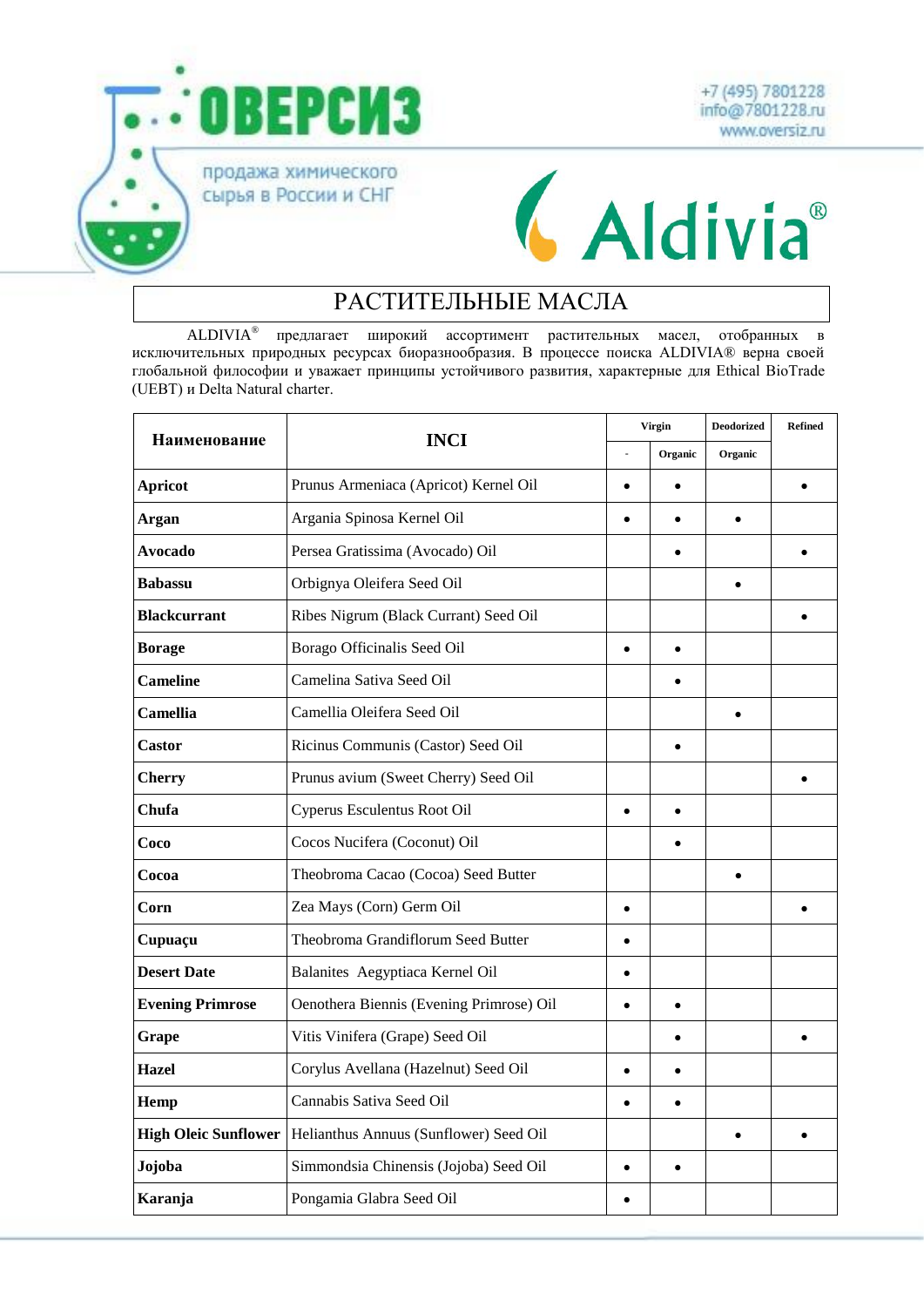ОВЕРСИЗ

продажа химического сырья в России и СНГ

+7 (495) 7801228
info@7801228.ru
www.oversiz.ru

Aldivia®

# РАСТИТЕЛЬНЫЕ МАСЛА

ALDIVIA® предлагает широкий ассортимент растительных масел, отобранных в исключительных природных ресурсах биоразнообразия. В процессе поиска ALDIVIA® верна своей глобальной философии и уважает принципы устойчивого развития, характерные для Ethical BioTrade (UEBT) и Delta Natural charter.

| Наименование | INCI | Virgin | | Deodorized | Refined |
|---|---|---|---|---|---|
| | | - | Organic | Organic | |
| **Apricot** | Prunus Armeniaca (Apricot) Kernel Oil | • | • | | • |
| **Argan** | Argania Spinosa Kernel Oil | • | • | • | |
| **Avocado** | Persea Gratissima (Avocado) Oil | | • | | • |
| **Babassu** | Orbignya Oleifera Seed Oil | | | • | |
| **Blackcurrant** | Ribes Nigrum (Black Currant) Seed Oil | | | | • |
| **Borage** | Borago Officinalis Seed Oil | • | • | | |
| **Cameline** | Camelina Sativa Seed Oil | | • | | |
| **Camellia** | Camellia Oleifera Seed Oil | | | • | |
| **Castor** | Ricinus Communis (Castor) Seed Oil | | • | | |
| **Cherry** | Prunus avium (Sweet Cherry) Seed Oil | | | | • |
| **Chufa** | Cyperus Esculentus Root Oil | • | • | | |
| **Coco** | Cocos Nucifera (Coconut) Oil | | • | | |
| **Cocoa** | Theobroma Cacao (Cocoa) Seed Butter | | | • | |
| **Corn** | Zea Mays (Corn) Germ Oil | • | | | • |
| **Cupuaçu** | Theobroma Grandiflorum Seed Butter | • | | | |
| **Desert Date** | Balanites Aegyptiaca Kernel Oil | • | | | |
| **Evening Primrose** | Oenothera Biennis (Evening Primrose) Oil | • | • | | |
| **Grape** | Vitis Vinifera (Grape) Seed Oil | | • | | • |
| **Hazel** | Corylus Avellana (Hazelnut) Seed Oil | • | • | | |
| **Hemp** | Cannabis Sativa Seed Oil | • | • | | |
| **High Oleic Sunflower** | Helianthus Annuus (Sunflower) Seed Oil | | | • | • |
| **Jojoba** | Simmondsia Chinensis (Jojoba) Seed Oil | • | • | | |
| **Karanja** | Pongamia Glabra Seed Oil | • | | | |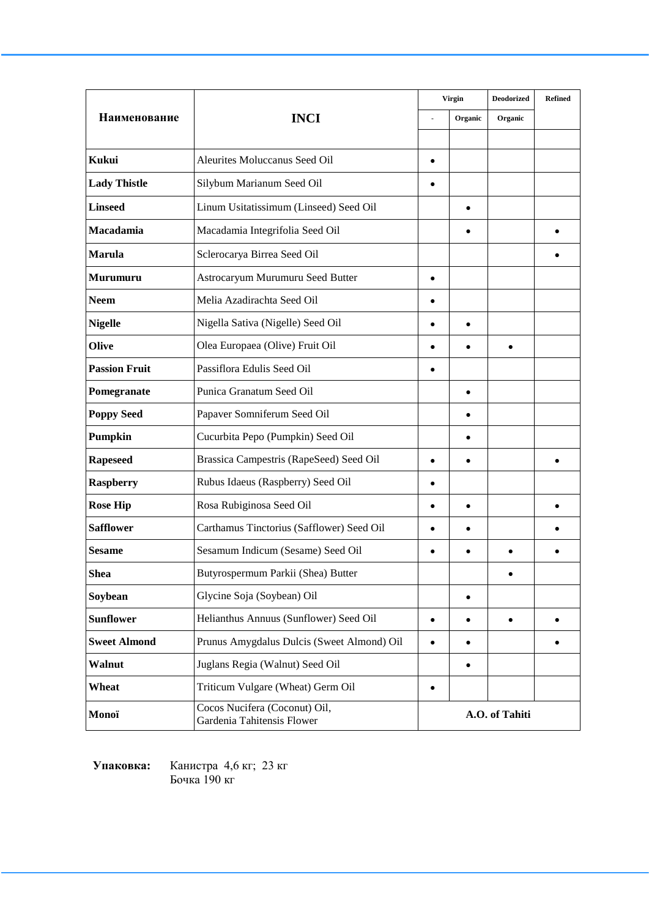| Наименование | INCI | Virgin | | Deodorized | Refined |
|---|---|---|---|---|---|
| | | - | Organic | Organic | |
| **Kukui** | Aleurites Moluccanus Seed Oil | • | | | |
| **Lady Thistle** | Silybum Marianum Seed Oil | • | | | |
| **Linseed** | Linum Usitatissimum (Linseed) Seed Oil | | • | | |
| **Macadamia** | Macadamia Integrifolia Seed Oil | | • | | • |
| **Marula** | Sclerocarya Birrea Seed Oil | | | | • |
| **Murumuru** | Astrocaryum Murumuru Seed Butter | • | | | |
| **Neem** | Melia Azadirachta Seed Oil | • | | | |
| **Nigelle** | Nigella Sativa (Nigelle) Seed Oil | • | • | | |
| **Olive** | Olea Europaea (Olive) Fruit Oil | • | • | • | |
| **Passion Fruit** | Passiflora Edulis Seed Oil | • | | | |
| **Pomegranate** | Punica Granatum Seed Oil | | • | | |
| **Poppy Seed** | Papaver Somniferum Seed Oil | | • | | |
| **Pumpkin** | Cucurbita Pepo (Pumpkin) Seed Oil | | • | | |
| **Rapeseed** | Brassica Campestris (RapeSeed) Seed Oil | • | • | | • |
| **Raspberry** | Rubus Idaeus (Raspberry) Seed Oil | • | | | |
| **Rose Hip** | Rosa Rubiginosa Seed Oil | • | • | | • |
| **Safflower** | Carthamus Tinctorius (Safflower) Seed Oil | • | • | | • |
| **Sesame** | Sesamum Indicum (Sesame) Seed Oil | • | • | • | • |
| **Shea** | Butyrospermum Parkii (Shea) Butter | | | • | |
| **Soybean** | Glycine Soja (Soybean) Oil | | • | | |
| **Sunflower** | Helianthus Annuus (Sunflower) Seed Oil | • | • | • | • |
| **Sweet Almond** | Prunus Amygdalus Dulcis (Sweet Almond) Oil | • | • | | • |
| **Walnut** | Juglans Regia (Walnut) Seed Oil | | • | | |
| **Wheat** | Triticum Vulgare (Wheat) Germ Oil | • | | | |
| **Monoï** | Cocos Nucifera (Coconut) Oil, Gardenia Tahitensis Flower | **A.O. of Tahiti** | | | |

**Упаковка:** Канистра 4,6 кг; 23 кг
Бочка 190 кг